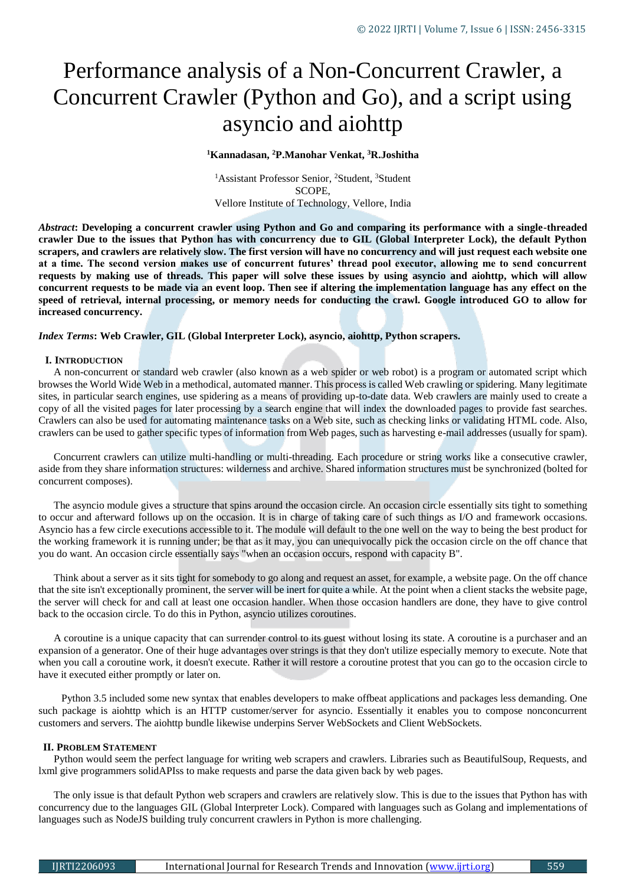# Performance analysis of a Non-Concurrent Crawler, a Concurrent Crawler (Python and Go), and a script using asyncio and aiohttp

**[1]Kannadasan, [2]P.Manohar Venkat, [3]R.Joshitha**

[1]Assistant Professor Senior, [2]Student, [3]Student
SCOPE,
Vellore Institute of Technology, Vellore, India

***Abstract*: Developing a concurrent crawler using Python and Go and comparing its performance with a single-threaded crawler Due to the issues that Python has with concurrency due to GIL (Global Interpreter Lock), the default Python scrapers, and crawlers are relatively slow. The first version will have no concurrency and will just request each website one at a time. The second version makes use of concurrent futures' thread pool executor, allowing me to send concurrent requests by making use of threads. This paper will solve these issues by using asyncio and aiohttp, which will allow concurrent requests to be made via an event loop. Then see if altering the implementation language has any effect on the speed of retrieval, internal processing, or memory needs for conducting the crawl. Google introduced GO to allow for increased concurrency.**

***Index Terms*: Web Crawler, GIL (Global Interpreter Lock), asyncio, aiohttp, Python scrapers.**

## I. Introduction

A non-concurrent or standard web crawler (also known as a web spider or web robot) is a program or automated script which browses the World Wide Web in a methodical, automated manner. This process is called Web crawling or spidering. Many legitimate sites, in particular search engines, use spidering as a means of providing up-to-date data. Web crawlers are mainly used to create a copy of all the visited pages for later processing by a search engine that will index the downloaded pages to provide fast searches. Crawlers can also be used for automating maintenance tasks on a Web site, such as checking links or validating HTML code. Also, crawlers can be used to gather specific types of information from Web pages, such as harvesting e-mail addresses (usually for spam).

Concurrent crawlers can utilize multi-handling or multi-threading. Each procedure or string works like a consecutive crawler, aside from they share information structures: wilderness and archive. Shared information structures must be synchronized (bolted for concurrent composes).

The asyncio module gives a structure that spins around the occasion circle. An occasion circle essentially sits tight to something to occur and afterward follows up on the occasion. It is in charge of taking care of such things as I/O and framework occasions. Asyncio has a few circle executions accessible to it. The module will default to the one well on the way to being the best product for the working framework it is running under; be that as it may, you can unequivocally pick the occasion circle on the off chance that you do want. An occasion circle essentially says "when an occasion occurs, respond with capacity B".

Think about a server as it sits tight for somebody to go along and request an asset, for example, a website page. On the off chance that the site isn't exceptionally prominent, the server will be inert for quite a while. At the point when a client stacks the website page, the server will check for and call at least one occasion handler. When those occasion handlers are done, they have to give control back to the occasion circle. To do this in Python, asyncio utilizes coroutines.

A coroutine is a unique capacity that can surrender control to its guest without losing its state. A coroutine is a purchaser and an expansion of a generator. One of their huge advantages over strings is that they don't utilize especially memory to execute. Note that when you call a coroutine work, it doesn't execute. Rather it will restore a coroutine protest that you can go to the occasion circle to have it executed either promptly or later on.

Python 3.5 included some new syntax that enables developers to make offbeat applications and packages less demanding. One such package is aiohttp which is an HTTP customer/server for asyncio. Essentially it enables you to compose nonconcurrent customers and servers. The aiohttp bundle likewise underpins Server WebSockets and Client WebSockets.

## II. Problem Statement

Python would seem the perfect language for writing web scrapers and crawlers. Libraries such as BeautifulSoup, Requests, and lxml give programmers solidAPIss to make requests and parse the data given back by web pages.

The only issue is that default Python web scrapers and crawlers are relatively slow. This is due to the issues that Python has with concurrency due to the languages GIL (Global Interpreter Lock). Compared with languages such as Golang and implementations of languages such as NodeJS building truly concurrent crawlers in Python is more challenging.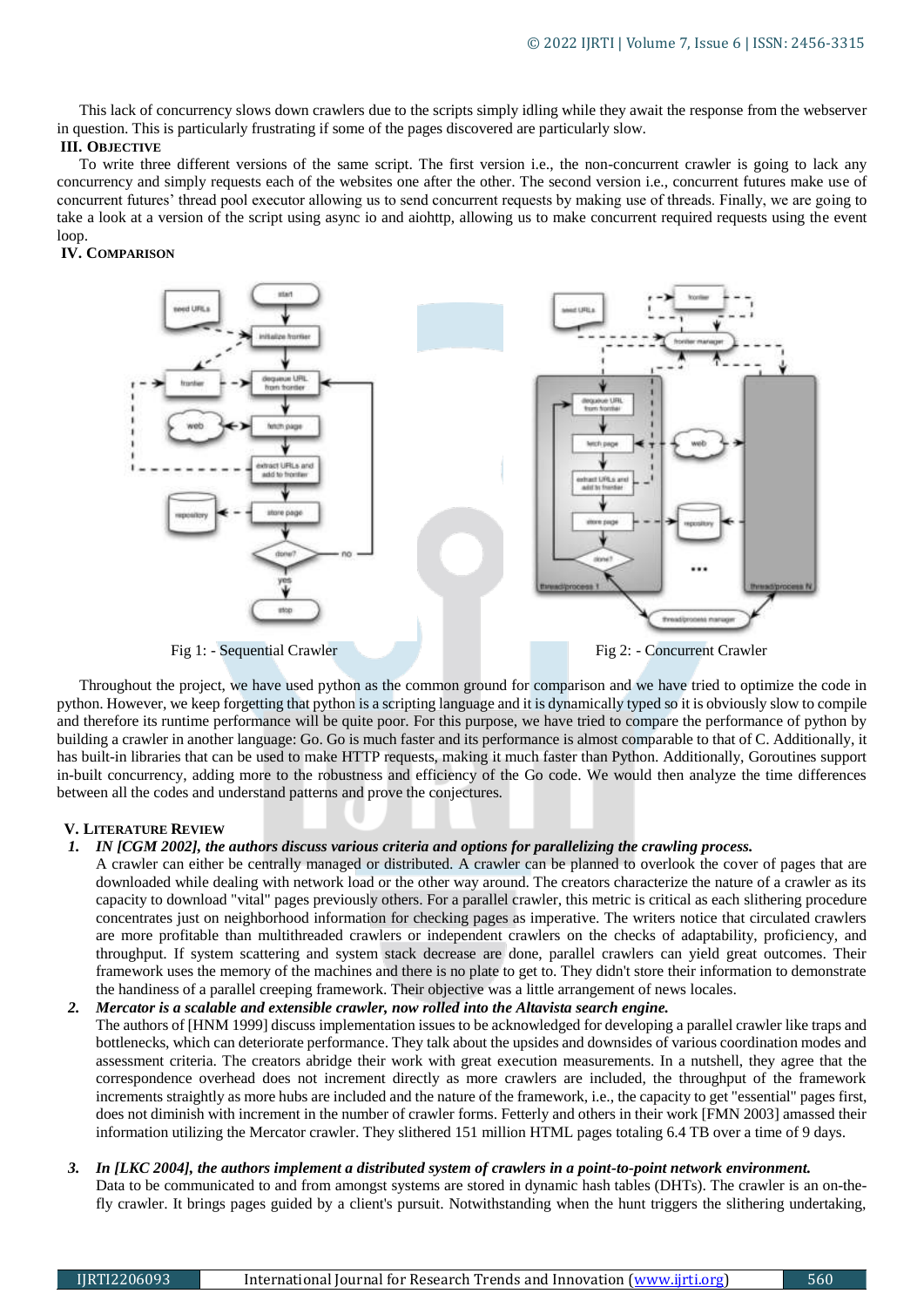This lack of concurrency slows down crawlers due to the scripts simply idling while they await the response from the webserver in question. This is particularly frustrating if some of the pages discovered are particularly slow.

## III. OBJECTIVE

To write three different versions of the same script. The first version i.e., the non-concurrent crawler is going to lack any concurrency and simply requests each of the websites one after the other. The second version i.e., concurrent futures make use of concurrent futures' thread pool executor allowing us to send concurrent requests by making use of threads. Finally, we are going to take a look at a version of the script using async io and aiohttp, allowing us to make concurrent required requests using the event loop.

## IV. COMPARISON

Fig 1: - Sequential Crawler

Fig 2: - Concurrent Crawler

Throughout the project, we have used python as the common ground for comparison and we have tried to optimize the code in python. However, we keep forgetting that python is a scripting language and it is dynamically typed so it is obviously slow to compile and therefore its runtime performance will be quite poor. For this purpose, we have tried to compare the performance of python by building a crawler in another language: Go. Go is much faster and its performance is almost comparable to that of C. Additionally, it has built-in libraries that can be used to make HTTP requests, making it much faster than Python. Additionally, Goroutines support in-built concurrency, adding more to the robustness and efficiency of the Go code. We would then analyze the time differences between all the codes and understand patterns and prove the conjectures.

## V. LITERATURE REVIEW

1. ***IN [CGM 2002], the authors discuss various criteria and options for parallelizing the crawling process.***
   A crawler can either be centrally managed or distributed. A crawler can be planned to overlook the cover of pages that are downloaded while dealing with network load or the other way around. The creators characterize the nature of a crawler as its capacity to download "vital" pages previously others. For a parallel crawler, this metric is critical as each slithering procedure concentrates just on neighborhood information for checking pages as imperative. The writers notice that circulated crawlers are more profitable than multithreaded crawlers or independent crawlers on the checks of adaptability, proficiency, and throughput. If system scattering and system stack decrease are done, parallel crawlers can yield great outcomes. Their framework uses the memory of the machines and there is no plate to get to. They didn't store their information to demonstrate the handiness of a parallel creeping framework. Their objective was a little arrangement of news locales.

2. ***Mercator is a scalable and extensible crawler, now rolled into the Altavista search engine.***
   The authors of [HNM 1999] discuss implementation issues to be acknowledged for developing a parallel crawler like traps and bottlenecks, which can deteriorate performance. They talk about the upsides and downsides of various coordination modes and assessment criteria. The creators abridge their work with great execution measurements. In a nutshell, they agree that the correspondence overhead does not increment directly as more crawlers are included, the throughput of the framework increments straightly as more hubs are included and the nature of the framework, i.e., the capacity to get "essential" pages first, does not diminish with increment in the number of crawler forms. Fetterly and others in their work [FMN 2003] amassed their information utilizing the Mercator crawler. They slithered 151 million HTML pages totaling 6.4 TB over a time of 9 days.

3. ***In [LKC 2004], the authors implement a distributed system of crawlers in a point-to-point network environment.***
   Data to be communicated to and from amongst systems are stored in dynamic hash tables (DHTs). The crawler is an on-the-fly crawler. It brings pages guided by a client's pursuit. Notwithstanding when the hunt triggers the slithering undertaking,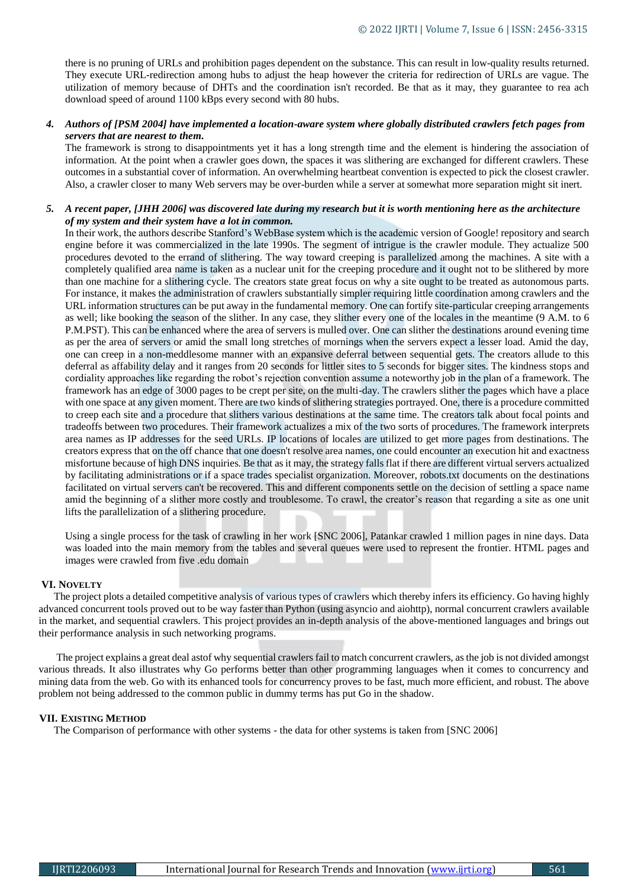there is no pruning of URLs and prohibition pages dependent on the substance. This can result in low-quality results returned. They execute URL-redirection among hubs to adjust the heap however the criteria for redirection of URLs are vague. The utilization of memory because of DHTs and the coordination isn't recorded. Be that as it may, they guarantee to rea ach download speed of around 1100 kBps every second with 80 hubs.

4. ***Authors of [PSM 2004] have implemented a location-aware system where globally distributed crawlers fetch pages from servers that are nearest to them.***

   The framework is strong to disappointments yet it has a long strength time and the element is hindering the association of information. At the point when a crawler goes down, the spaces it was slithering are exchanged for different crawlers. These outcomes in a substantial cover of information. An overwhelming heartbeat convention is expected to pick the closest crawler. Also, a crawler closer to many Web servers may be over-burden while a server at somewhat more separation might sit inert.

5. ***A recent paper, [JHH 2006] was discovered late during my research but it is worth mentioning here as the architecture of my system and their system have a lot in common.***

   In their work, the authors describe Stanford's WebBase system which is the academic version of Google! repository and search engine before it was commercialized in the late 1990s. The segment of intrigue is the crawler module. They actualize 500 procedures devoted to the errand of slithering. The way toward creeping is parallelized among the machines. A site with a completely qualified area name is taken as a nuclear unit for the creeping procedure and it ought not to be slithered by more than one machine for a slithering cycle. The creators state great focus on why a site ought to be treated as autonomous parts. For instance, it makes the administration of crawlers substantially simpler requiring little coordination among crawlers and the URL information structures can be put away in the fundamental memory. One can fortify site-particular creeping arrangements as well; like booking the season of the slither. In any case, they slither every one of the locales in the meantime (9 A.M. to 6 P.M.PST). This can be enhanced where the area of servers is mulled over. One can slither the destinations around evening time as per the area of servers or amid the small long stretches of mornings when the servers expect a lesser load. Amid the day, one can creep in a non-meddlesome manner with an expansive deferral between sequential gets. The creators allude to this deferral as affability delay and it ranges from 20 seconds for littler sites to 5 seconds for bigger sites. The kindness stops and cordiality approaches like regarding the robot's rejection convention assume a noteworthy job in the plan of a framework. The framework has an edge of 3000 pages to be crept per site, on the multi-day. The crawlers slither the pages which have a place with one space at any given moment. There are two kinds of slithering strategies portrayed. One, there is a procedure committed to creep each site and a procedure that slithers various destinations at the same time. The creators talk about focal points and tradeoffs between two procedures. Their framework actualizes a mix of the two sorts of procedures. The framework interprets area names as IP addresses for the seed URLs. IP locations of locales are utilized to get more pages from destinations. The creators express that on the off chance that one doesn't resolve area names, one could encounter an execution hit and exactness misfortune because of high DNS inquiries. Be that as it may, the strategy falls flat if there are different virtual servers actualized by facilitating administrations or if a space trades specialist organization. Moreover, robots.txt documents on the destinations facilitated on virtual servers can't be recovered. This and different components settle on the decision of settling a space name amid the beginning of a slither more costly and troublesome. To crawl, the creator's reason that regarding a site as one unit lifts the parallelization of a slithering procedure.

   Using a single process for the task of crawling in her work [SNC 2006], Patankar crawled 1 million pages in nine days. Data was loaded into the main memory from the tables and several queues were used to represent the frontier. HTML pages and images were crawled from five .edu domain

## VI. Novelty

The project plots a detailed competitive analysis of various types of crawlers which thereby infers its efficiency. Go having highly advanced concurrent tools proved out to be way faster than Python (using asyncio and aiohttp), normal concurrent crawlers available in the market, and sequential crawlers. This project provides an in-depth analysis of the above-mentioned languages and brings out their performance analysis in such networking programs.

The project explains a great deal astof why sequential crawlers fail to match concurrent crawlers, as the job is not divided amongst various threads. It also illustrates why Go performs better than other programming languages when it comes to concurrency and mining data from the web. Go with its enhanced tools for concurrency proves to be fast, much more efficient, and robust. The above problem not being addressed to the common public in dummy terms has put Go in the shadow.

## VII. Existing Method

The Comparison of performance with other systems - the data for other systems is taken from [SNC 2006]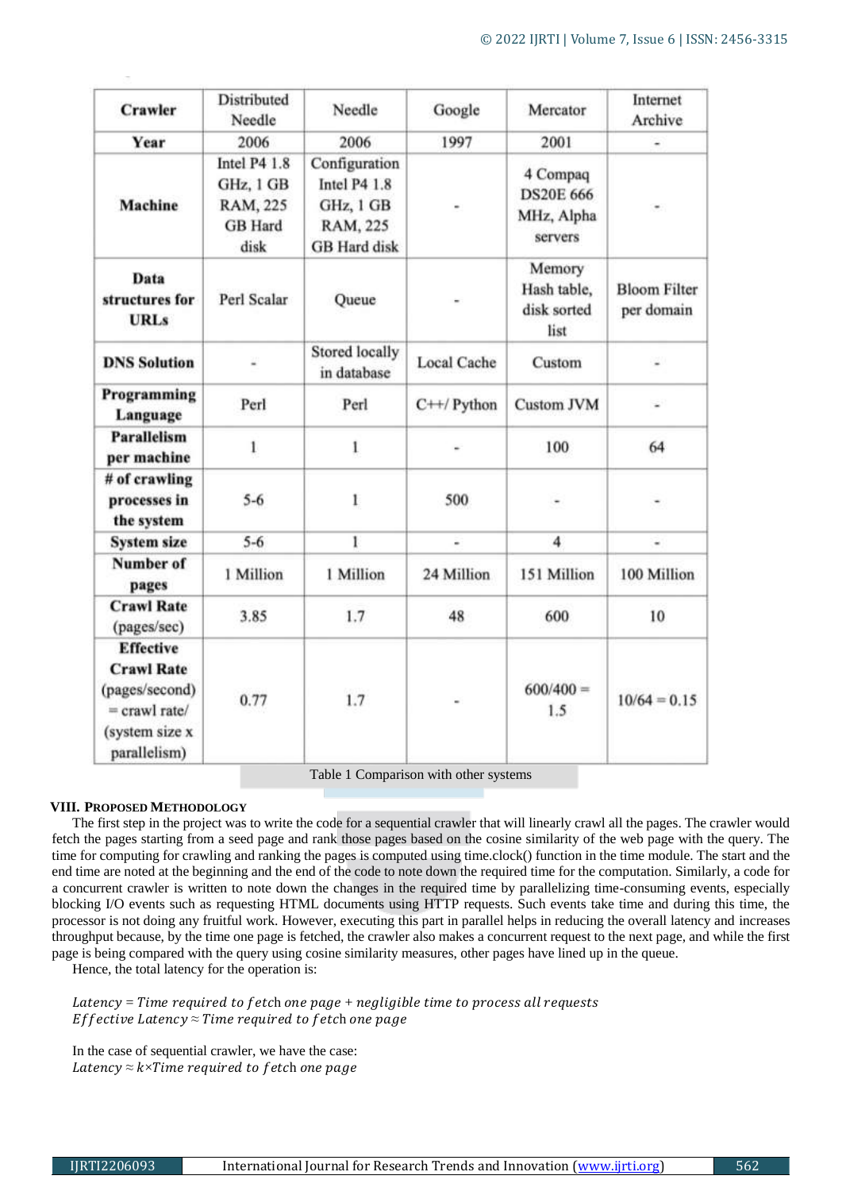| Crawler | Distributed Needle | Needle | Google | Mercator | Internet Archive |
|---|---|---|---|---|---|
| Year | 2006 | 2006 | 1997 | 2001 | - |
| Machine | Intel P4 1.8 GHz, 1 GB RAM, 225 GB Hard disk | Configuration Intel P4 1.8 GHz, 1 GB RAM, 225 GB Hard disk | - | 4 Compaq DS20E 666 MHz, Alpha servers | - |
| Data structures for URLs | Perl Scalar | Queue | - | Memory Hash table, disk sorted list | Bloom Filter per domain |
| DNS Solution | - | Stored locally in database | Local Cache | Custom | - |
| Programming Language | Perl | Perl | C++/ Python | Custom JVM | - |
| Parallelism per machine | 1 | 1 | - | 100 | 64 |
| # of crawling processes in the system | 5-6 | 1 | 500 | - | - |
| System size | 5-6 | 1 | - | 4 | - |
| Number of pages | 1 Million | 1 Million | 24 Million | 151 Million | 100 Million |
| Crawl Rate (pages/sec) | 3.85 | 1.7 | 48 | 600 | 10 |
| Effective Crawl Rate (pages/second) = crawl rate/ (system size x parallelism) | 0.77 | 1.7 | - | 600/400 = 1.5 | 10/64 = 0.15 |

Table 1 Comparison with other systems

## VIII. Proposed Methodology

The first step in the project was to write the code for a sequential crawler that will linearly crawl all the pages. The crawler would fetch the pages starting from a seed page and rank those pages based on the cosine similarity of the web page with the query. The time for computing for crawling and ranking the pages is computed using time.clock() function in the time module. The start and the end time are noted at the beginning and the end of the code to note down the required time for the computation. Similarly, a code for a concurrent crawler is written to note down the changes in the required time by parallelizing time-consuming events, especially blocking I/O events such as requesting HTML documents using HTTP requests. Such events take time and during this time, the processor is not doing any fruitful work. However, executing this part in parallel helps in reducing the overall latency and increases throughput because, by the time one page is fetched, the crawler also makes a concurrent request to the next page, and while the first page is being compared with the query using cosine similarity measures, other pages have lined up in the queue.

Hence, the total latency for the operation is:

$$Latency = Time\ required\ to\ fetch\ one\ page + negligible\ time\ to\ process\ all\ requests$$
$$Effective\ Latency \approx Time\ required\ to\ fetch\ one\ page$$

In the case of sequential crawler, we have the case:

$$Latency \approx k \times Time\ required\ to\ fetch\ one\ page$$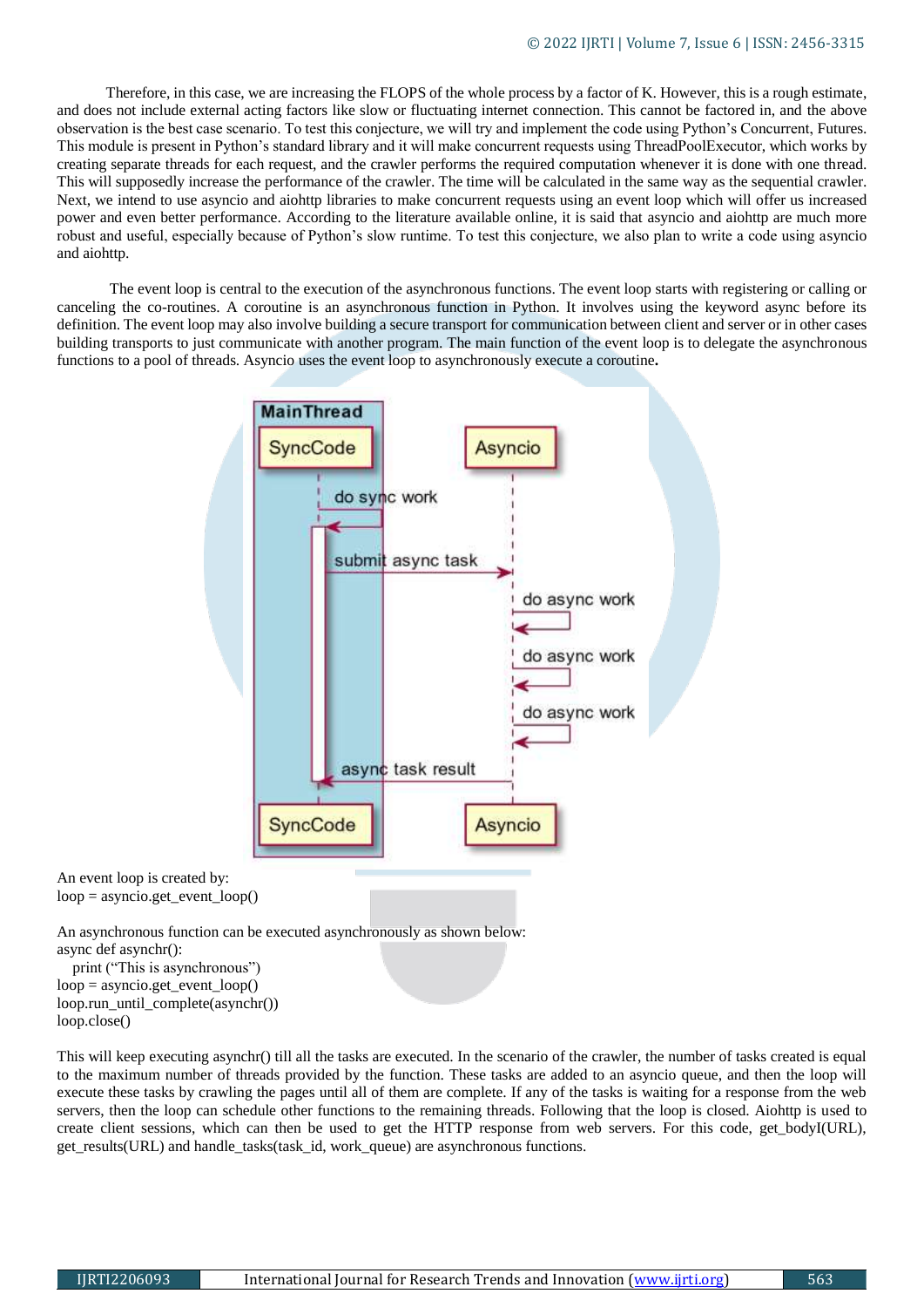Therefore, in this case, we are increasing the FLOPS of the whole process by a factor of K. However, this is a rough estimate, and does not include external acting factors like slow or fluctuating internet connection. This cannot be factored in, and the above observation is the best case scenario. To test this conjecture, we will try and implement the code using Python's Concurrent, Futures. This module is present in Python's standard library and it will make concurrent requests using ThreadPoolExecutor, which works by creating separate threads for each request, and the crawler performs the required computation whenever it is done with one thread. This will supposedly increase the performance of the crawler. The time will be calculated in the same way as the sequential crawler. Next, we intend to use asyncio and aiohttp libraries to make concurrent requests using an event loop which will offer us increased power and even better performance. According to the literature available online, it is said that asyncio and aiohttp are much more robust and useful, especially because of Python's slow runtime. To test this conjecture, we also plan to write a code using asyncio and aiohttp.

The event loop is central to the execution of the asynchronous functions. The event loop starts with registering or calling or canceling the co-routines. A coroutine is an asynchronous function in Python. It involves using the keyword async before its definition. The event loop may also involve building a secure transport for communication between client and server or in other cases building transports to just communicate with another program. The main function of the event loop is to delegate the asynchronous functions to a pool of threads. Asyncio uses the event loop to asynchronously execute a coroutine**.**

MainThread

SyncCode

Asyncio

do sync work

submit async task

do async work

do async work

do async work

async task result

SyncCode

Asyncio

An event loop is created by:

```
loop = asyncio.get_event_loop()
```

An asynchronous function can be executed asynchronously as shown below:

```
async def asynchr():
   print ("This is asynchronous")
loop = asyncio.get_event_loop()
loop.run_until_complete(asynchr())
loop.close()
```

This will keep executing asynchr() till all the tasks are executed. In the scenario of the crawler, the number of tasks created is equal to the maximum number of threads provided by the function. These tasks are added to an asyncio queue, and then the loop will execute these tasks by crawling the pages until all of them are complete. If any of the tasks is waiting for a response from the web servers, then the loop can schedule other functions to the remaining threads. Following that the loop is closed. Aiohttp is used to create client sessions, which can then be used to get the HTTP response from web servers. For this code, get_bodyI(URL), get_results(URL) and handle_tasks(task_id, work_queue) are asynchronous functions.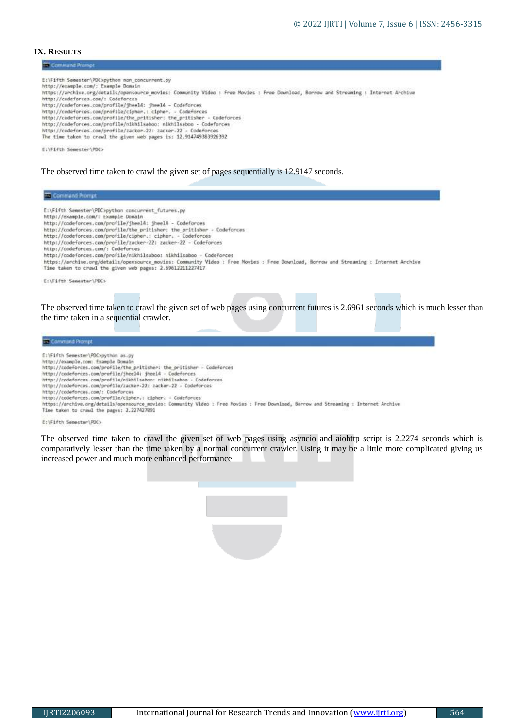## IX. Results

```
Command Prompt

E:\Fifth Semester\PDC>python non_concurrent.py
http://example.com/: Example Domain
https://archive.org/details/opensource_movies: Community Video : Free Movies : Free Download, Borrow and Streaming : Internet Archive
http://codeforces.com/: Codeforces
http://codeforces.com/profile/jheel4: jheel4 - Codeforces
http://codeforces.com/profile/cipher.: cipher. - Codeforces
http://codeforces.com/profile/the_pritisher: the_pritisher - Codeforces
http://codeforces.com/profile/nikhilsaboo: nikhilsaboo - Codeforces
http://codeforces.com/profile/zacker-22: zacker-22 - Codeforces
The time taken to crawl the given web pages is: 12.914749383926392

E:\Fifth Semester\PDC>
```

The observed time taken to crawl the given set of pages sequentially is 12.9147 seconds.

```
Command Prompt

E:\Fifth Semester\PDC>python concurrent_futures.py
http://example.com/: Example Domain
http://codeforces.com/profile/jheel4: jheel4 - Codeforces
http://codeforces.com/profile/the_pritisher: the_pritisher - Codeforces
http://codeforces.com/profile/cipher.: cipher. - Codeforces
http://codeforces.com/profile/zacker-22: zacker-22 - Codeforces
http://codeforces.com/: Codeforces
http://codeforces.com/profile/nikhilsaboo: nikhilsaboo - Codeforces
https://archive.org/details/opensource_movies: Community Video : Free Movies : Free Download, Borrow and Streaming : Internet Archive
Time taken to crawl the given web pages: 2.69612211227417

E:\Fifth Semester\PDC>
```

The observed time taken to crawl the given set of web pages using concurrent futures is 2.6961 seconds which is much lesser than the time taken in a sequential crawler.

```
Command Prompt

E:\Fifth Semester\PDC>python as.py
http://example.com: Example Domain
http://codeforces.com/profile/the_pritisher: the_pritisher - Codeforces
http://codeforces.com/profile/jheel4: jheel4 - Codeforces
http://codeforces.com/profile/nikhilsaboo: nikhilsaboo - Codeforces
http://codeforces.com/profile/zacker-22: zacker-22 - Codeforces
http://codeforces.com/: Codeforces
http://codeforces.com/profile/cipher.: cipher. - Codeforces
https://archive.org/details/opensource_movies: Community Video : Free Movies : Free Download, Borrow and Streaming : Internet Archive
Time taken to crawl the pages: 2.227427091

E:\Fifth Semester\PDC>
```

The observed time taken to crawl the given set of web pages using asyncio and aiohttp script is 2.2274 seconds which is comparatively lesser than the time taken by a normal concurrent crawler. Using it may be a little more complicated giving us increased power and much more enhanced performance.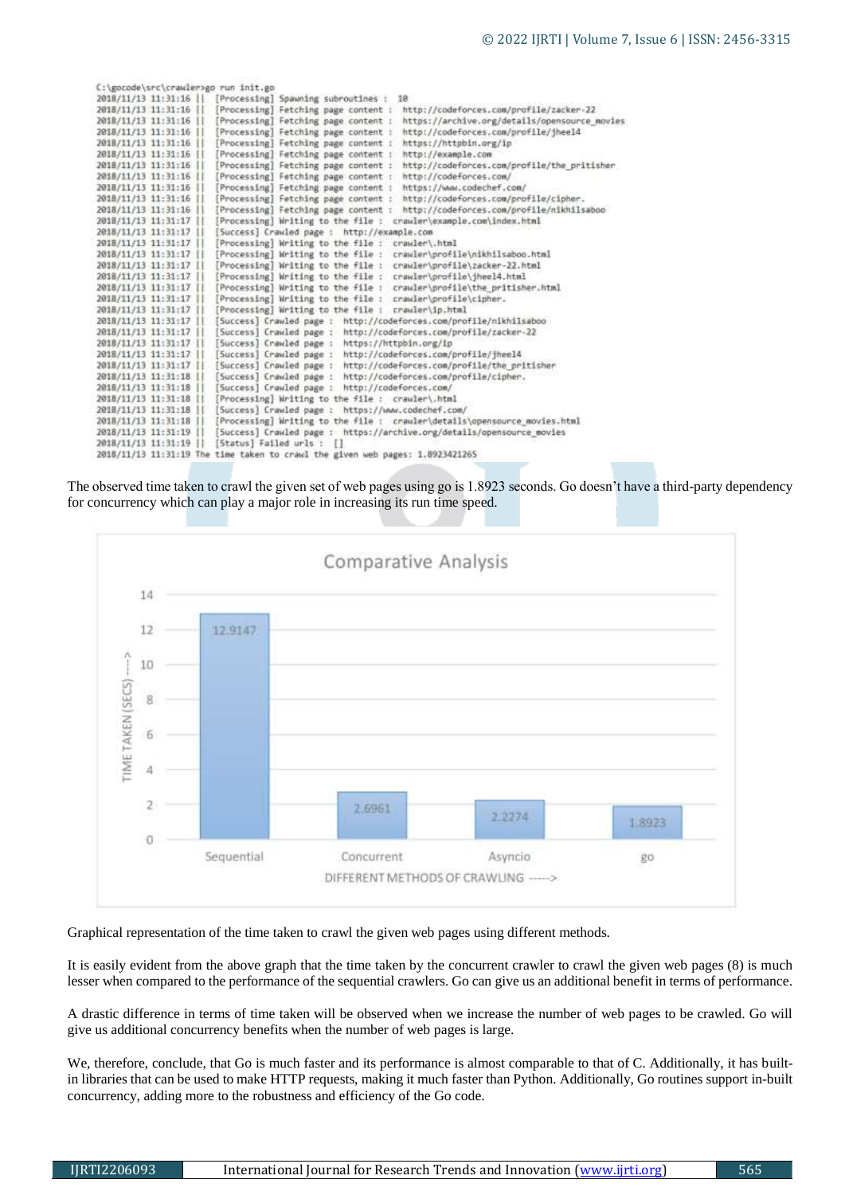```
C:\gocode\src\crawler>go run init.go
2018/11/13 11:31:16 ||  [Processing] Spawning subroutines :  10
2018/11/13 11:31:16 ||  [Processing] Fetching page content :  http://codeforces.com/profile/zacker-22
2018/11/13 11:31:16 ||  [Processing] Fetching page content :  https://archive.org/details/opensource_movies
2018/11/13 11:31:16 ||  [Processing] Fetching page content :  http://codeforces.com/profile/jheel4
2018/11/13 11:31:16 ||  [Processing] Fetching page content :  https://httpbin.org/ip
2018/11/13 11:31:16 ||  [Processing] Fetching page content :  http://example.com
2018/11/13 11:31:16 ||  [Processing] Fetching page content :  http://codeforces.com/profile/the_pritisher
2018/11/13 11:31:16 ||  [Processing] Fetching page content :  http://codeforces.com/
2018/11/13 11:31:16 ||  [Processing] Fetching page content :  https://www.codechef.com/
2018/11/13 11:31:16 ||  [Processing] Fetching page content :  http://codeforces.com/profile/cipher.
2018/11/13 11:31:16 ||  [Processing] Fetching page content :  http://codeforces.com/profile/nikhilsaboo
2018/11/13 11:31:17 ||  [Processing] Writing to the file :  crawler\example.com\index.html
2018/11/13 11:31:17 ||  [Success] Crawled page :  http://example.com
2018/11/13 11:31:17 ||  [Processing] Writing to the file :  crawler\.html
2018/11/13 11:31:17 ||  [Processing] Writing to the file :  crawler\profile\nikhilsaboo.html
2018/11/13 11:31:17 ||  [Processing] Writing to the file :  crawler\profile\zacker-22.html
2018/11/13 11:31:17 ||  [Processing] Writing to the file :  crawler\profile\jheel4.html
2018/11/13 11:31:17 ||  [Processing] Writing to the file :  crawler\profile\the_pritisher.html
2018/11/13 11:31:17 ||  [Processing] Writing to the file :  crawler\profile\cipher.
2018/11/13 11:31:17 ||  [Processing] Writing to the file :  crawler\ip.html
2018/11/13 11:31:17 ||  [Success] Crawled page :  http://codeforces.com/profile/nikhilsaboo
2018/11/13 11:31:17 ||  [Success] Crawled page :  http://codeforces.com/profile/zacker-22
2018/11/13 11:31:17 ||  [Success] Crawled page :  https://httpbin.org/ip
2018/11/13 11:31:17 ||  [Success] Crawled page :  http://codeforces.com/profile/jheel4
2018/11/13 11:31:17 ||  [Success] Crawled page :  http://codeforces.com/profile/the_pritisher
2018/11/13 11:31:18 ||  [Success] Crawled page :  http://codeforces.com/profile/cipher.
2018/11/13 11:31:18 ||  [Success] Crawled page :  http://codeforces.com/
2018/11/13 11:31:18 ||  [Processing] Writing to the file :  crawler\.html
2018/11/13 11:31:18 ||  [Success] Crawled page :  https://www.codechef.com/
2018/11/13 11:31:18 ||  [Processing] Writing to the file :  crawler\details\opensource_movies.html
2018/11/13 11:31:19 ||  [Success] Crawled page :  https://archive.org/details/opensource_movies
2018/11/13 11:31:19 ||  [Status] Failed urls :  []
2018/11/13 11:31:19 The time taken to crawl the given web pages: 1.8923421265
```

The observed time taken to crawl the given set of web pages using go is 1.8923 seconds. Go doesn't have a third-party dependency for concurrency which can play a major role in increasing its run time speed.

Comparative Analysis

TIME TAKEN (SECS) ----->

14
12
10
8
6
4
2
0

12.9147
2.6961
2.2274
1.8923

Sequential
Concurrent
Asyncio
go

DIFFERENT METHODS OF CRAWLING ----->

Graphical representation of the time taken to crawl the given web pages using different methods.

It is easily evident from the above graph that the time taken by the concurrent crawler to crawl the given web pages (8) is much lesser when compared to the performance of the sequential crawlers. Go can give us an additional benefit in terms of performance.

A drastic difference in terms of time taken will be observed when we increase the number of web pages to be crawled. Go will give us additional concurrency benefits when the number of web pages is large.

We, therefore, conclude, that Go is much faster and its performance is almost comparable to that of C. Additionally, it has built-in libraries that can be used to make HTTP requests, making it much faster than Python. Additionally, Go routines support in-built concurrency, adding more to the robustness and efficiency of the Go code.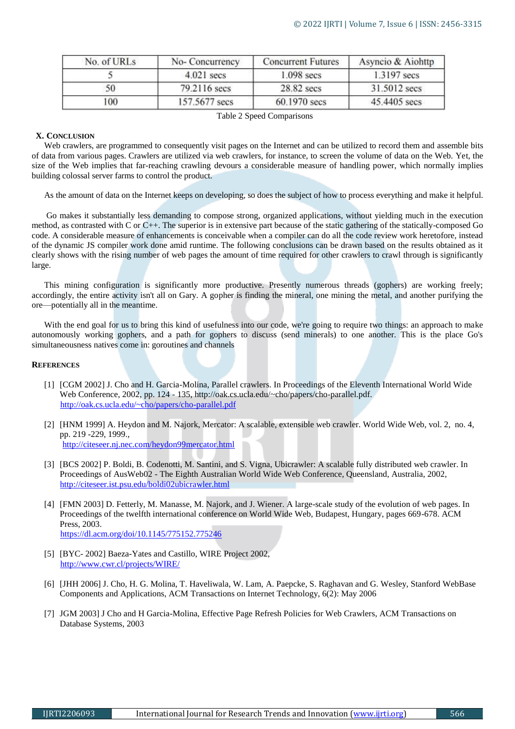| No. of URLs | No- Concurrency | Concurrent Futures | Asyncio & Aiohttp |
|---|---|---|---|
| 5 | 4.021 secs | 1.098 secs | 1.3197 secs |
| 50 | 79.2116 secs | 28.82 secs | 31.5012 secs |
| 100 | 157.5677 secs | 60.1970 secs | 45.4405 secs |

Table 2 Speed Comparisons

## X. CONCLUSION

Web crawlers, are programmed to consequently visit pages on the Internet and can be utilized to record them and assemble bits of data from various pages. Crawlers are utilized via web crawlers, for instance, to screen the volume of data on the Web. Yet, the size of the Web implies that far-reaching crawling devours a considerable measure of handling power, which normally implies building colossal server farms to control the product.

As the amount of data on the Internet keeps on developing, so does the subject of how to process everything and make it helpful.

Go makes it substantially less demanding to compose strong, organized applications, without yielding much in the execution method, as contrasted with C or C++. The superior is in extensive part because of the static gathering of the statically-composed Go code. A considerable measure of enhancements is conceivable when a compiler can do all the code review work heretofore, instead of the dynamic JS compiler work done amid runtime. The following conclusions can be drawn based on the results obtained as it clearly shows with the rising number of web pages the amount of time required for other crawlers to crawl through is significantly large.

This mining configuration is significantly more productive. Presently numerous threads (gophers) are working freely; accordingly, the entire activity isn't all on Gary. A gopher is finding the mineral, one mining the metal, and another purifying the ore—potentially all in the meantime.

With the end goal for us to bring this kind of usefulness into our code, we're going to require two things: an approach to make autonomously working gophers, and a path for gophers to discuss (send minerals) to one another. This is the place Go's simultaneousness natives come in: goroutines and channels

## REFERENCES

[1] [CGM 2002] J. Cho and H. Garcia-Molina, Parallel crawlers. In Proceedings of the Eleventh International World Wide Web Conference, 2002, pp. 124 - 135, http://oak.cs.ucla.edu/~cho/papers/cho-parallel.pdf. http://oak.cs.ucla.edu/~cho/papers/cho-parallel.pdf

[2] [HNM 1999] A. Heydon and M. Najork, Mercator: A scalable, extensible web crawler. World Wide Web, vol. 2, no. 4, pp. 219 -229, 1999., http://citeseer.nj.nec.com/heydon99mercator.html

[3] [BCS 2002] P. Boldi, B. Codenotti, M. Santini, and S. Vigna, Ubicrawler: A scalable fully distributed web crawler. In Proceedings of AusWeb02 - The Eighth Australian World Wide Web Conference, Queensland, Australia, 2002, http://citeseer.ist.psu.edu/boldi02ubicrawler.html

[4] [FMN 2003] D. Fetterly, M. Manasse, M. Najork, and J. Wiener. A large-scale study of the evolution of web pages. In Proceedings of the twelfth international conference on World Wide Web, Budapest, Hungary, pages 669-678. ACM Press, 2003. https://dl.acm.org/doi/10.1145/775152.775246

[5] [BYC- 2002] Baeza-Yates and Castillo, WIRE Project 2002, http://www.cwr.cl/projects/WIRE/

[6] [JHH 2006] J. Cho, H. G. Molina, T. Haveliwala, W. Lam, A. Paepcke, S. Raghavan and G. Wesley, Stanford WebBase Components and Applications, ACM Transactions on Internet Technology, 6(2): May 2006

[7] JGM 2003] J Cho and H Garcia-Molina, Effective Page Refresh Policies for Web Crawlers, ACM Transactions on Database Systems, 2003